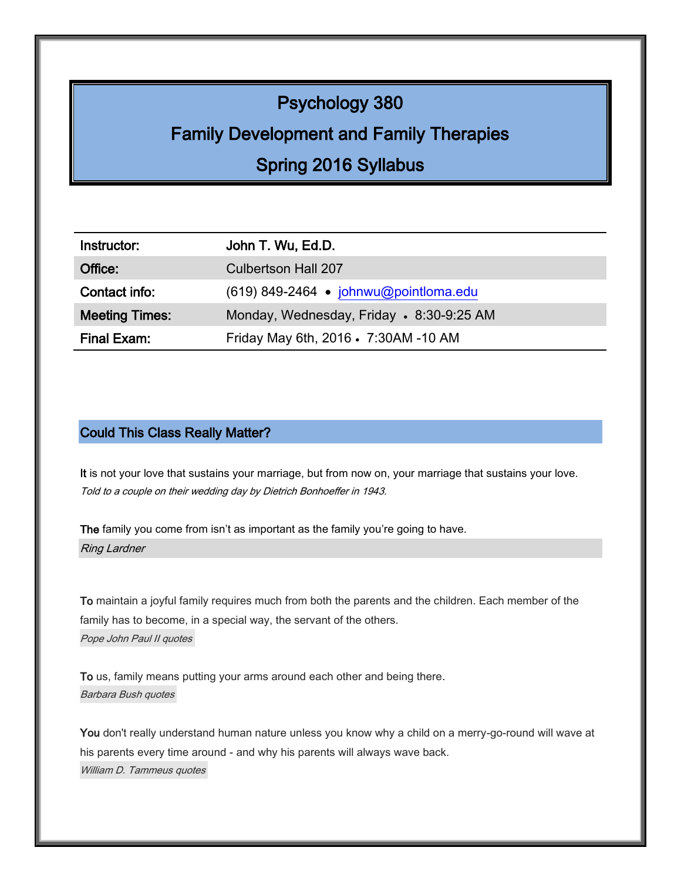# Psychology 380

# Family Development and Family Therapies

# Spring 2016 Syllabus

| | |
|---|---|
| **Instructor:** | **John T. Wu, Ed.D.** |
| **Office:** | Culbertson Hall 207 |
| **Contact info:** | (619) 849-2464 • johnwu@pointloma.edu |
| **Meeting Times:** | Monday, Wednesday, Friday • 8:30-9:25 AM |
| **Final Exam:** | Friday May 6th, 2016 • 7:30AM -10 AM |

## Could This Class Really Matter?

It is not your love that sustains your marriage, but from now on, your marriage that sustains your love.
*Told to a couple on their wedding day by Dietrich Bonhoeffer in 1943.*

The family you come from isn't as important as the family you're going to have.
*Ring Lardner*

To maintain a joyful family requires much from both the parents and the children. Each member of the family has to become, in a special way, the servant of the others.
*Pope John Paul II quotes*

To us, family means putting your arms around each other and being there.
*Barbara Bush quotes*

You don't really understand human nature unless you know why a child on a merry-go-round will wave at his parents every time around - and why his parents will always wave back.
*William D. Tammeus quotes*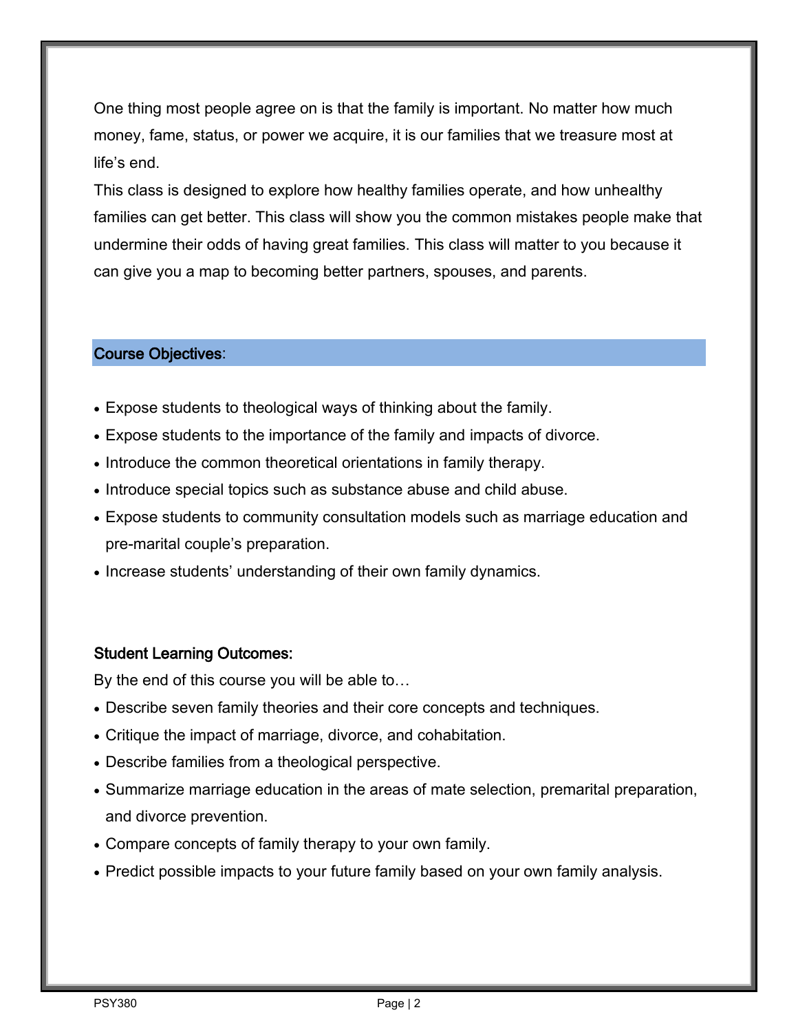One thing most people agree on is that the family is important. No matter how much money, fame, status, or power we acquire, it is our families that we treasure most at life's end.

This class is designed to explore how healthy families operate, and how unhealthy families can get better. This class will show you the common mistakes people make that undermine their odds of having great families. This class will matter to you because it can give you a map to becoming better partners, spouses, and parents.

## Course Objectives:

- Expose students to theological ways of thinking about the family.
- Expose students to the importance of the family and impacts of divorce.
- Introduce the common theoretical orientations in family therapy.
- Introduce special topics such as substance abuse and child abuse.
- Expose students to community consultation models such as marriage education and pre-marital couple's preparation.
- Increase students' understanding of their own family dynamics.

## Student Learning Outcomes:

By the end of this course you will be able to…

- Describe seven family theories and their core concepts and techniques.
- Critique the impact of marriage, divorce, and cohabitation.
- Describe families from a theological perspective.
- Summarize marriage education in the areas of mate selection, premarital preparation, and divorce prevention.
- Compare concepts of family therapy to your own family.
- Predict possible impacts to your future family based on your own family analysis.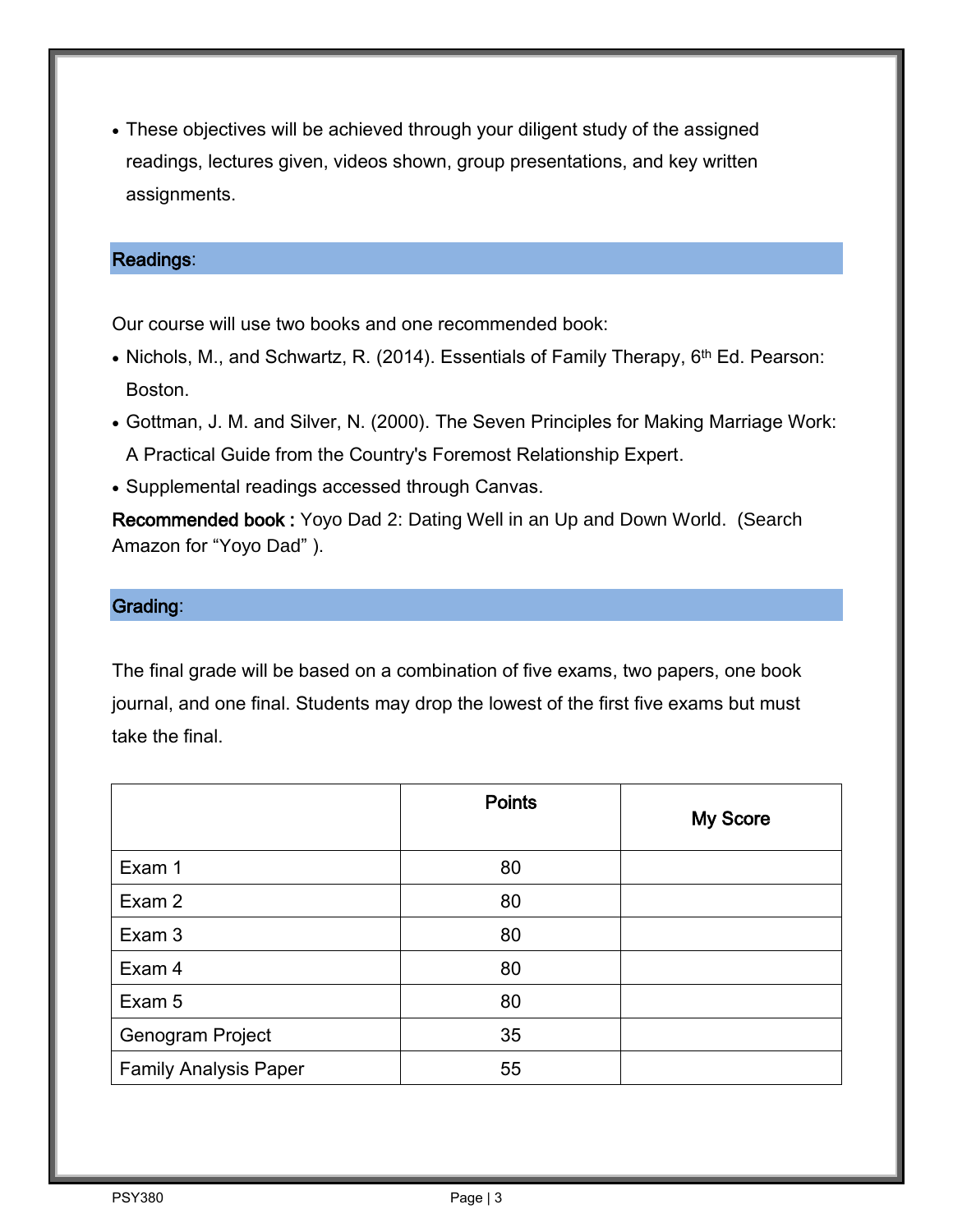- These objectives will be achieved through your diligent study of the assigned readings, lectures given, videos shown, group presentations, and key written assignments.

## Readings:

Our course will use two books and one recommended book:

- Nichols, M., and Schwartz, R. (2014). Essentials of Family Therapy, 6th Ed. Pearson: Boston.
- Gottman, J. M. and Silver, N. (2000). The Seven Principles for Making Marriage Work: A Practical Guide from the Country's Foremost Relationship Expert.
- Supplemental readings accessed through Canvas.

**Recommended book :** Yoyo Dad 2: Dating Well in an Up and Down World. (Search Amazon for "Yoyo Dad" ).

## Grading:

The final grade will be based on a combination of five exams, two papers, one book journal, and one final. Students may drop the lowest of the first five exams but must take the final.

| | Points | My Score |
|---|---|---|
| Exam 1 | 80 | |
| Exam 2 | 80 | |
| Exam 3 | 80 | |
| Exam 4 | 80 | |
| Exam 5 | 80 | |
| Genogram Project | 35 | |
| Family Analysis Paper | 55 | |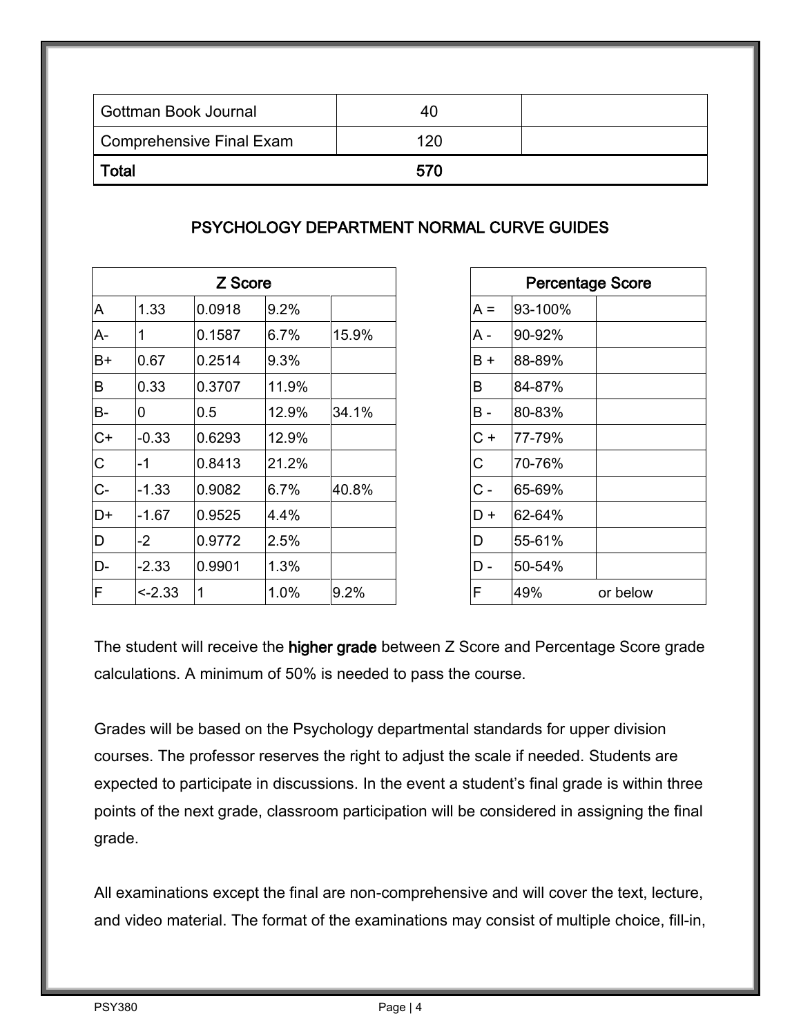| Gottman Book Journal | 40 | |
|---|---|---|
| Comprehensive Final Exam | 120 | |
| **Total** | **570** | |

## PSYCHOLOGY DEPARTMENT NORMAL CURVE GUIDES

| Z Score | | | | |
|---|---|---|---|---|
| A | 1.33 | 0.0918 | 9.2% | |
| A- | 1 | 0.1587 | 6.7% | 15.9% |
| B+ | 0.67 | 0.2514 | 9.3% | |
| B | 0.33 | 0.3707 | 11.9% | |
| B- | 0 | 0.5 | 12.9% | 34.1% |
| C+ | -0.33 | 0.6293 | 12.9% | |
| C | -1 | 0.8413 | 21.2% | |
| C- | -1.33 | 0.9082 | 6.7% | 40.8% |
| D+ | -1.67 | 0.9525 | 4.4% | |
| D | -2 | 0.9772 | 2.5% | |
| D- | -2.33 | 0.9901 | 1.3% | |
| F | <-2.33 | 1 | 1.0% | 9.2% |

| Percentage Score | | |
|---|---|---|
| A = | 93-100% | |
| A - | 90-92% | |
| B + | 88-89% | |
| B | 84-87% | |
| B - | 80-83% | |
| C + | 77-79% | |
| C | 70-76% | |
| C - | 65-69% | |
| D + | 62-64% | |
| D | 55-61% | |
| D - | 50-54% | |
| F | 49% | or below |

The student will receive the **higher grade** between Z Score and Percentage Score grade calculations. A minimum of 50% is needed to pass the course.

Grades will be based on the Psychology departmental standards for upper division courses. The professor reserves the right to adjust the scale if needed. Students are expected to participate in discussions. In the event a student's final grade is within three points of the next grade, classroom participation will be considered in assigning the final grade.

All examinations except the final are non-comprehensive and will cover the text, lecture, and video material. The format of the examinations may consist of multiple choice, fill-in,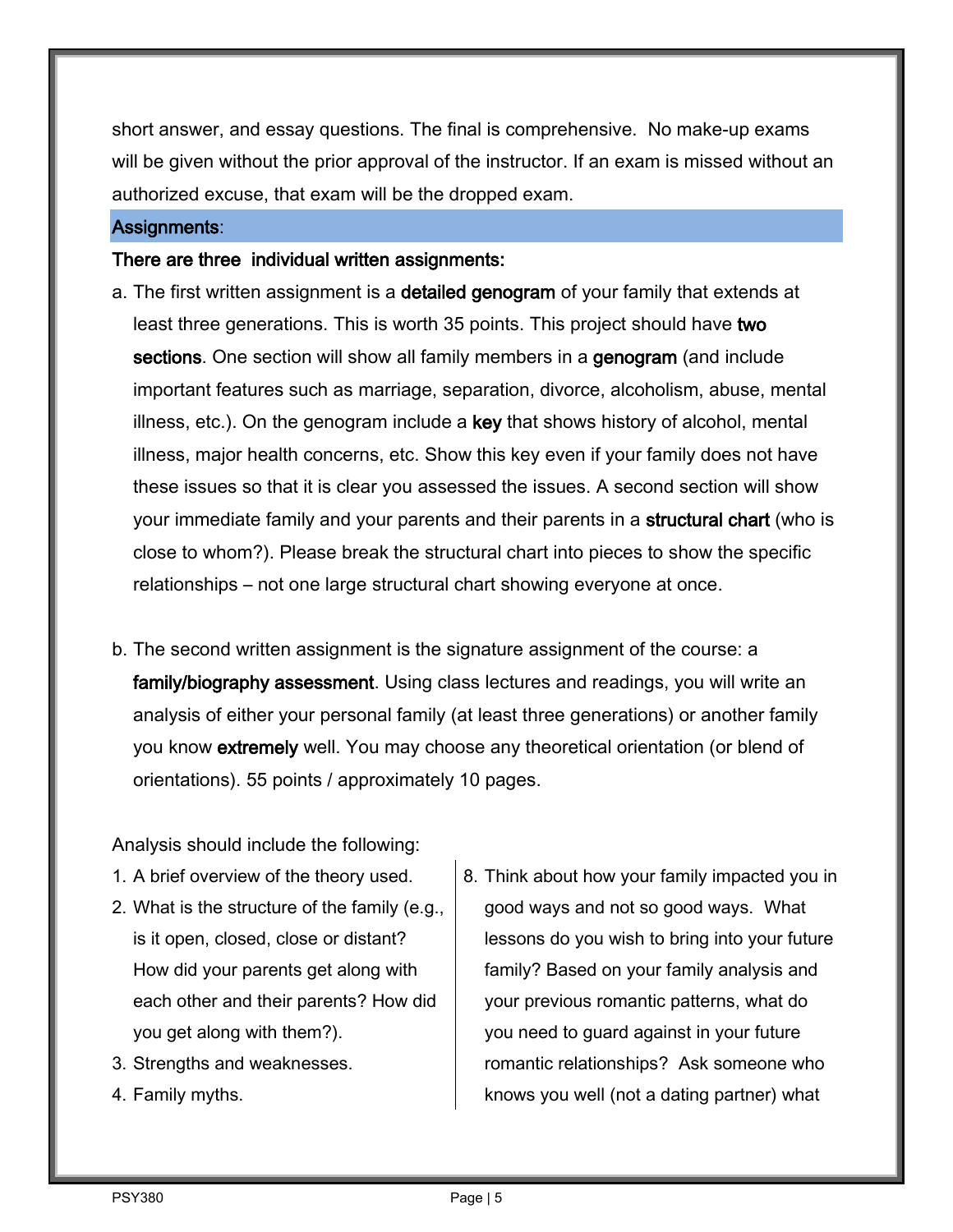short answer, and essay questions. The final is comprehensive. No make-up exams will be given without the prior approval of the instructor. If an exam is missed without an authorized excuse, that exam will be the dropped exam.

## Assignments:

**There are three individual written assignments:**

a. The first written assignment is a **detailed genogram** of your family that extends at least three generations. This is worth 35 points. This project should have **two sections**. One section will show all family members in a **genogram** (and include important features such as marriage, separation, divorce, alcoholism, abuse, mental illness, etc.). On the genogram include a **key** that shows history of alcohol, mental illness, major health concerns, etc. Show this key even if your family does not have these issues so that it is clear you assessed the issues. A second section will show your immediate family and your parents and their parents in a **structural chart** (who is close to whom?). Please break the structural chart into pieces to show the specific relationships – not one large structural chart showing everyone at once.

b. The second written assignment is the signature assignment of the course: a **family/biography assessment**. Using class lectures and readings, you will write an analysis of either your personal family (at least three generations) or another family you know **extremely** well. You may choose any theoretical orientation (or blend of orientations). 55 points / approximately 10 pages.

Analysis should include the following:

1. A brief overview of the theory used.
2. What is the structure of the family (e.g., is it open, closed, close or distant? How did your parents get along with each other and their parents? How did you get along with them?).
3. Strengths and weaknesses.
4. Family myths.

8. Think about how your family impacted you in good ways and not so good ways. What lessons do you wish to bring into your future family? Based on your family analysis and your previous romantic patterns, what do you need to guard against in your future romantic relationships? Ask someone who knows you well (not a dating partner) what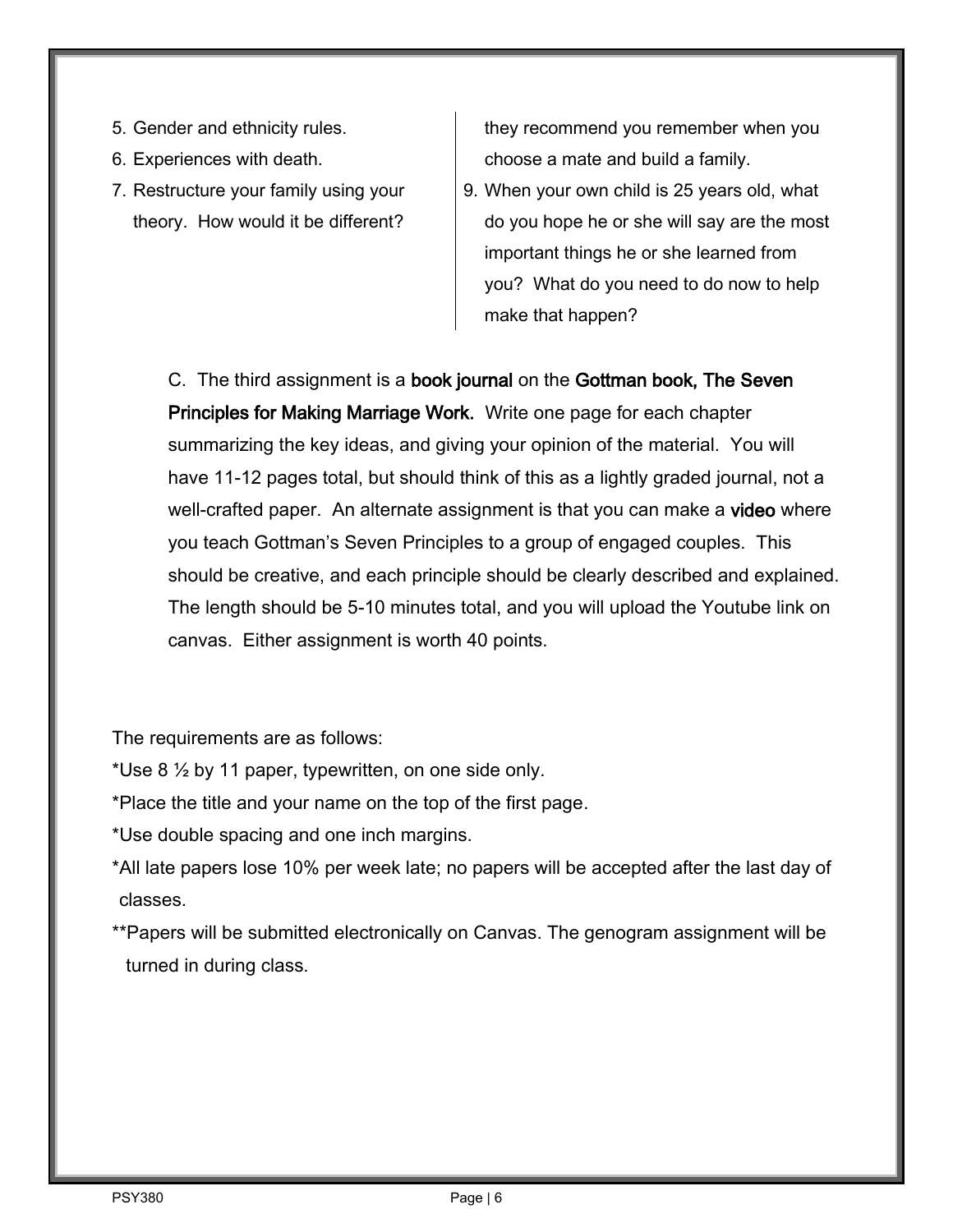5. Gender and ethnicity rules.
6. Experiences with death.
7. Restructure your family using your theory. How would it be different?

they recommend you remember when you choose a mate and build a family.

9. When your own child is 25 years old, what do you hope he or she will say are the most important things he or she learned from you? What do you need to do now to help make that happen?

C. The third assignment is a **book journal** on the **Gottman book, The Seven Principles for Making Marriage Work.** Write one page for each chapter summarizing the key ideas, and giving your opinion of the material. You will have 11-12 pages total, but should think of this as a lightly graded journal, not a well-crafted paper. An alternate assignment is that you can make a **video** where you teach Gottman's Seven Principles to a group of engaged couples. This should be creative, and each principle should be clearly described and explained. The length should be 5-10 minutes total, and you will upload the Youtube link on canvas. Either assignment is worth 40 points.

The requirements are as follows:

*Use 8 ½ by 11 paper, typewritten, on one side only.

*Place the title and your name on the top of the first page.

*Use double spacing and one inch margins.

*All late papers lose 10% per week late; no papers will be accepted after the last day of classes.

**Papers will be submitted electronically on Canvas. The genogram assignment will be turned in during class.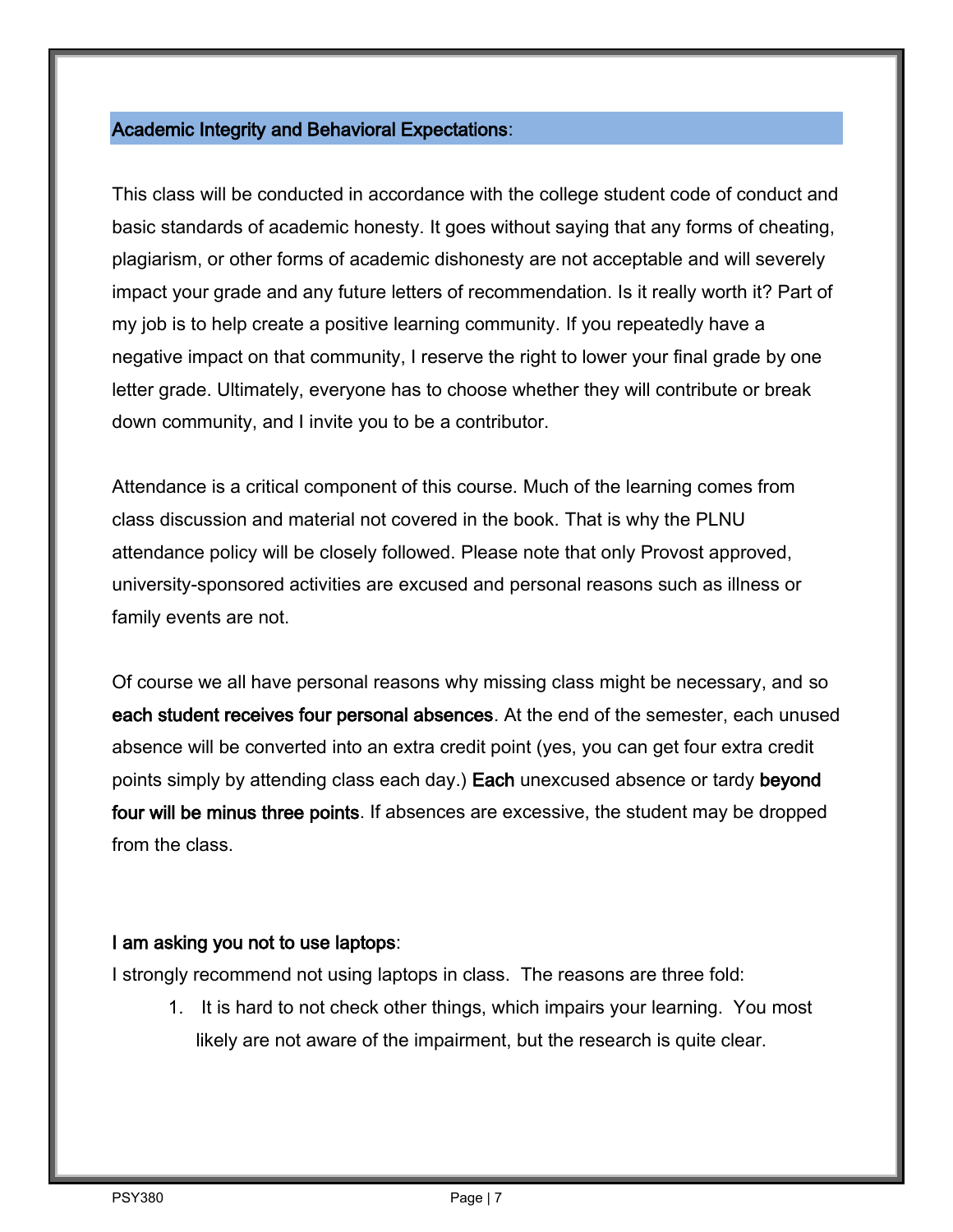## Academic Integrity and Behavioral Expectations:

This class will be conducted in accordance with the college student code of conduct and basic standards of academic honesty. It goes without saying that any forms of cheating, plagiarism, or other forms of academic dishonesty are not acceptable and will severely impact your grade and any future letters of recommendation. Is it really worth it? Part of my job is to help create a positive learning community. If you repeatedly have a negative impact on that community, I reserve the right to lower your final grade by one letter grade. Ultimately, everyone has to choose whether they will contribute or break down community, and I invite you to be a contributor.

Attendance is a critical component of this course. Much of the learning comes from class discussion and material not covered in the book. That is why the PLNU attendance policy will be closely followed. Please note that only Provost approved, university-sponsored activities are excused and personal reasons such as illness or family events are not.

Of course we all have personal reasons why missing class might be necessary, and so **each student receives four personal absences**. At the end of the semester, each unused absence will be converted into an extra credit point (yes, you can get four extra credit points simply by attending class each day.) **Each** unexcused absence or tardy **beyond four will be minus three points**. If absences are excessive, the student may be dropped from the class.

**I am asking you not to use laptops**:

I strongly recommend not using laptops in class. The reasons are three fold:

1. It is hard to not check other things, which impairs your learning. You most likely are not aware of the impairment, but the research is quite clear.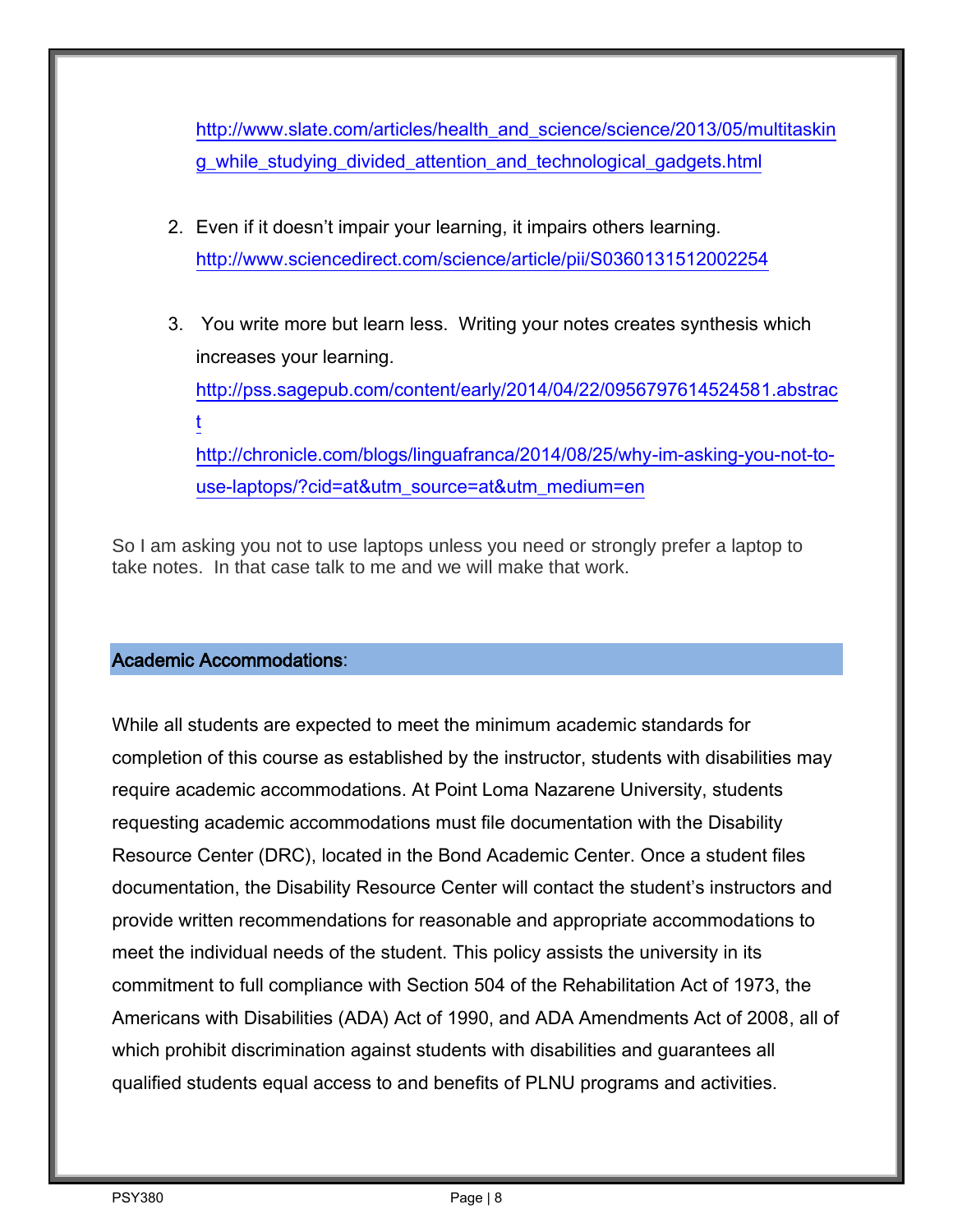http://www.slate.com/articles/health_and_science/science/2013/05/multitasking_while_studying_divided_attention_and_technological_gadgets.html

2. Even if it doesn't impair your learning, it impairs others learning. http://www.sciencedirect.com/science/article/pii/S0360131512002254

3. You write more but learn less. Writing your notes creates synthesis which increases your learning.
http://pss.sagepub.com/content/early/2014/04/22/0956797614524581.abstract
http://chronicle.com/blogs/linguafranca/2014/08/25/why-im-asking-you-not-to-use-laptops/?cid=at&utm_source=at&utm_medium=en

So I am asking you not to use laptops unless you need or strongly prefer a laptop to take notes. In that case talk to me and we will make that work.

## Academic Accommodations:

While all students are expected to meet the minimum academic standards for completion of this course as established by the instructor, students with disabilities may require academic accommodations. At Point Loma Nazarene University, students requesting academic accommodations must file documentation with the Disability Resource Center (DRC), located in the Bond Academic Center. Once a student files documentation, the Disability Resource Center will contact the student's instructors and provide written recommendations for reasonable and appropriate accommodations to meet the individual needs of the student. This policy assists the university in its commitment to full compliance with Section 504 of the Rehabilitation Act of 1973, the Americans with Disabilities (ADA) Act of 1990, and ADA Amendments Act of 2008, all of which prohibit discrimination against students with disabilities and guarantees all qualified students equal access to and benefits of PLNU programs and activities.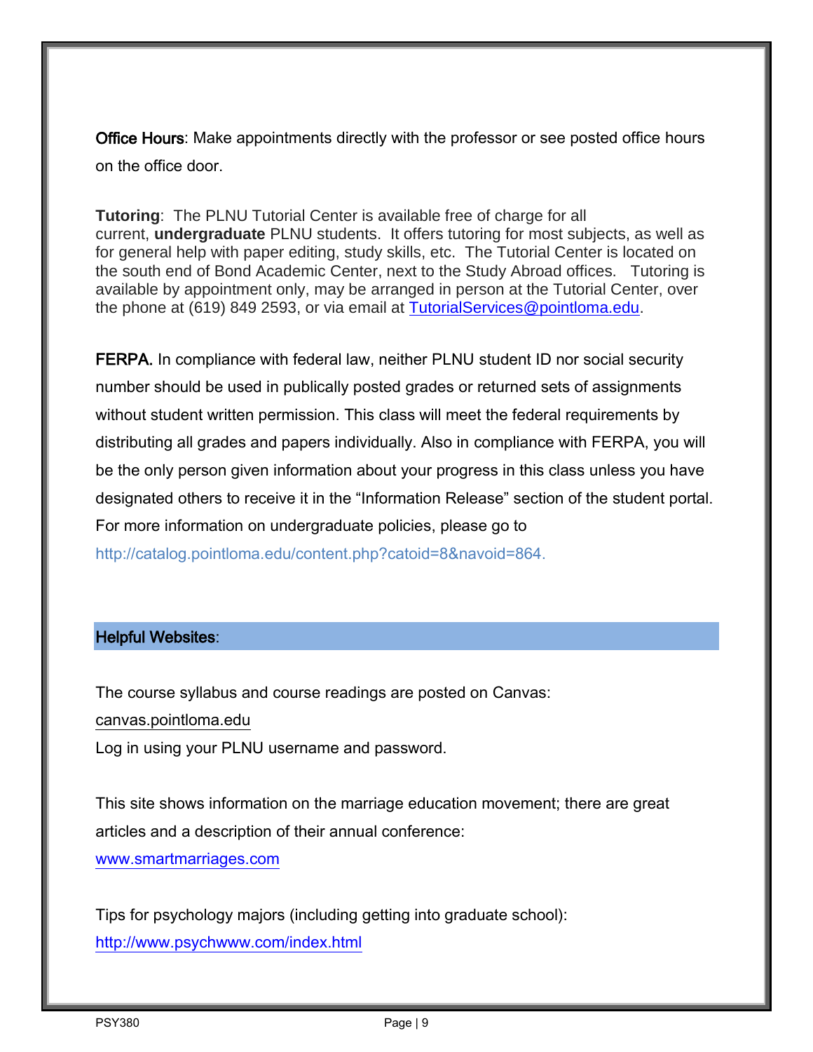**Office Hours**: Make appointments directly with the professor or see posted office hours on the office door.

**Tutoring**: The PLNU Tutorial Center is available free of charge for all current, **undergraduate** PLNU students. It offers tutoring for most subjects, as well as for general help with paper editing, study skills, etc. The Tutorial Center is located on the south end of Bond Academic Center, next to the Study Abroad offices. Tutoring is available by appointment only, may be arranged in person at the Tutorial Center, over the phone at (619) 849 2593, or via email at TutorialServices@pointloma.edu.

**FERPA.** In compliance with federal law, neither PLNU student ID nor social security number should be used in publically posted grades or returned sets of assignments without student written permission. This class will meet the federal requirements by distributing all grades and papers individually. Also in compliance with FERPA, you will be the only person given information about your progress in this class unless you have designated others to receive it in the "Information Release" section of the student portal. For more information on undergraduate policies, please go to http://catalog.pointloma.edu/content.php?catoid=8&navoid=864.

## Helpful Websites:

The course syllabus and course readings are posted on Canvas:
canvas.pointloma.edu
Log in using your PLNU username and password.

This site shows information on the marriage education movement; there are great articles and a description of their annual conference:
www.smartmarriages.com

Tips for psychology majors (including getting into graduate school):
http://www.psychwww.com/index.html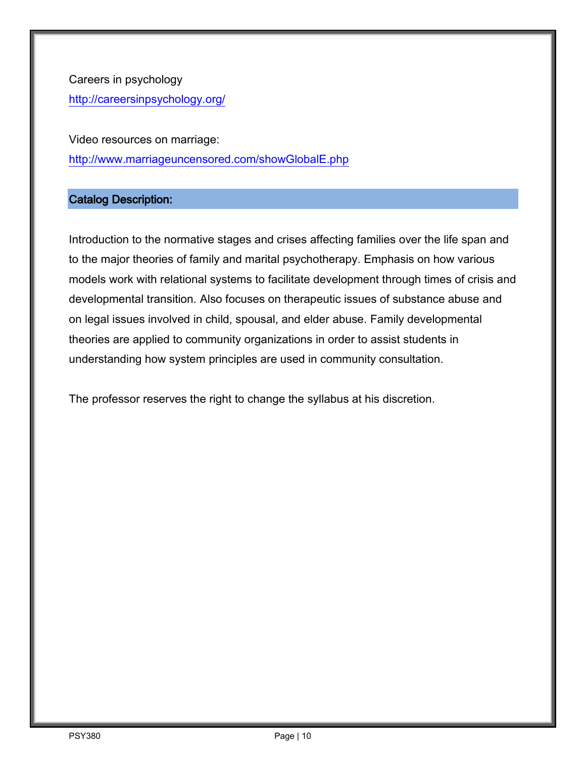Careers in psychology
http://careersinpsychology.org/

Video resources on marriage:
http://www.marriageuncensored.com/showGlobalE.php

## Catalog Description:

Introduction to the normative stages and crises affecting families over the life span and to the major theories of family and marital psychotherapy. Emphasis on how various models work with relational systems to facilitate development through times of crisis and developmental transition. Also focuses on therapeutic issues of substance abuse and on legal issues involved in child, spousal, and elder abuse. Family developmental theories are applied to community organizations in order to assist students in understanding how system principles are used in community consultation.

The professor reserves the right to change the syllabus at his discretion.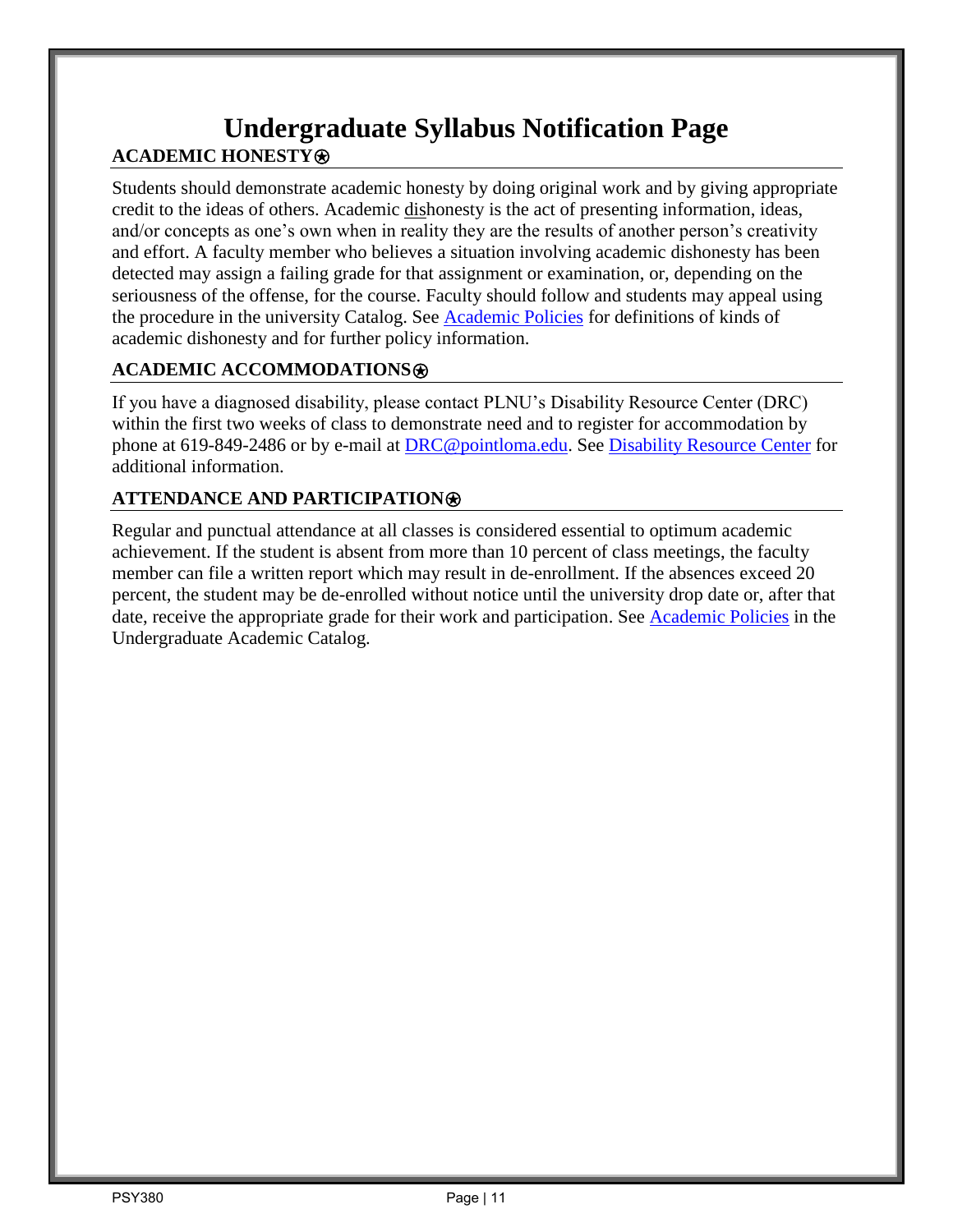# Undergraduate Syllabus Notification Page

## ACADEMIC HONESTY⍟

Students should demonstrate academic honesty by doing original work and by giving appropriate credit to the ideas of others. Academic dishonesty is the act of presenting information, ideas, and/or concepts as one's own when in reality they are the results of another person's creativity and effort. A faculty member who believes a situation involving academic dishonesty has been detected may assign a failing grade for that assignment or examination, or, depending on the seriousness of the offense, for the course. Faculty should follow and students may appeal using the procedure in the university Catalog. See Academic Policies for definitions of kinds of academic dishonesty and for further policy information.

## ACADEMIC ACCOMMODATIONS⍟

If you have a diagnosed disability, please contact PLNU's Disability Resource Center (DRC) within the first two weeks of class to demonstrate need and to register for accommodation by phone at 619-849-2486 or by e-mail at DRC@pointloma.edu. See Disability Resource Center for additional information.

## ATTENDANCE AND PARTICIPATION⍟

Regular and punctual attendance at all classes is considered essential to optimum academic achievement. If the student is absent from more than 10 percent of class meetings, the faculty member can file a written report which may result in de-enrollment. If the absences exceed 20 percent, the student may be de-enrolled without notice until the university drop date or, after that date, receive the appropriate grade for their work and participation. See Academic Policies in the Undergraduate Academic Catalog.